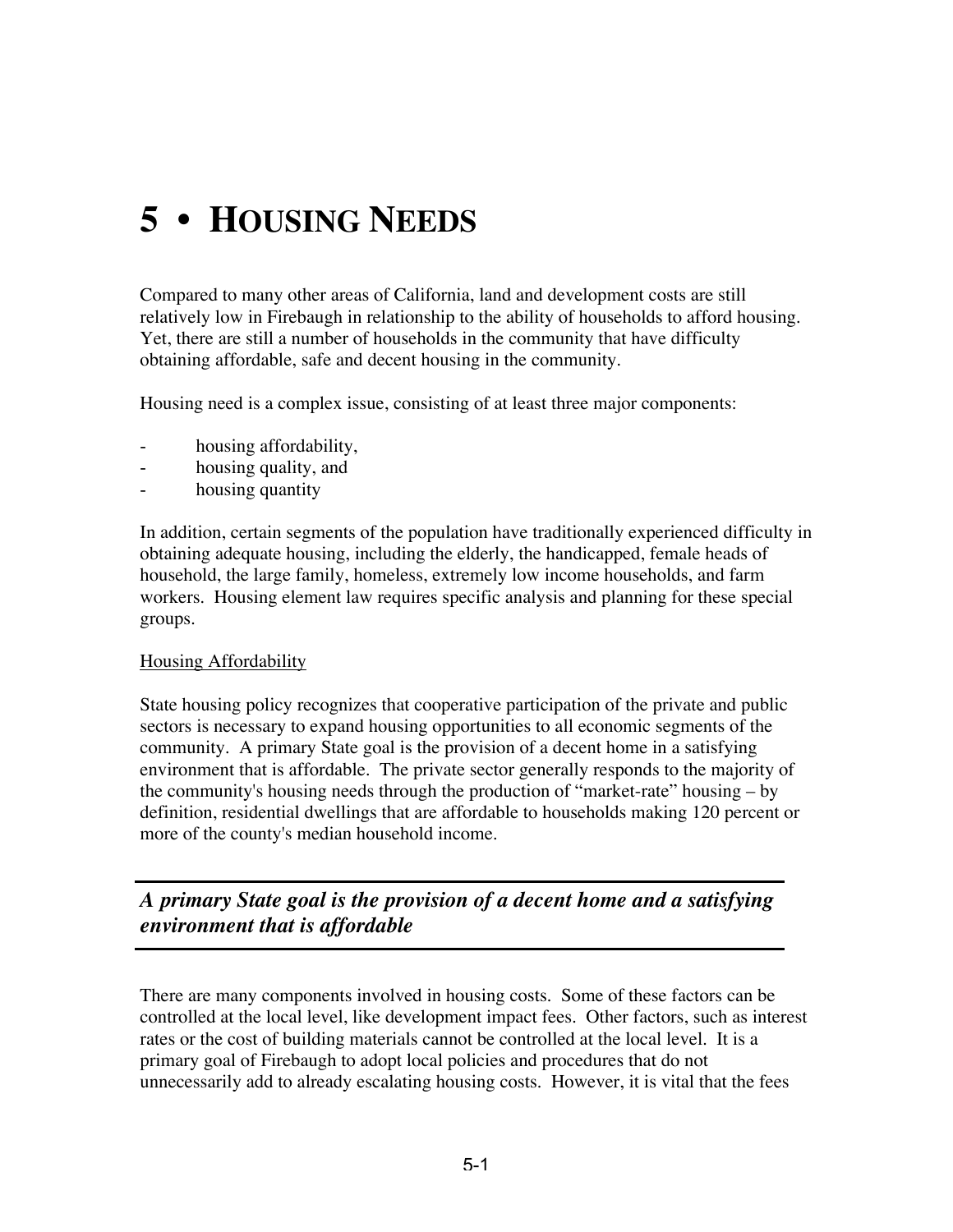# 5 • HOUSING NEEDS

Compared to many other areas of California, land and development costs are still relatively low in Firebaugh in relationship to the ability of households to afford housing. Yet, there are still a number of households in the community that have difficulty obtaining affordable, safe and decent housing in the community.

Housing need is a complex issue, consisting of at least three major components:

- housing affordability,
- housing quality, and
- housing quantity

In addition, certain segments of the population have traditionally experienced difficulty in obtaining adequate housing, including the elderly, the handicapped, female heads of household, the large family, homeless, extremely low income households, and farm workers. Housing element law requires specific analysis and planning for these special groups.

<u>Housing Affordability</u>

State housing policy recognizes that cooperative participation of the private and public sectors is necessary to expand housing opportunities to all economic segments of the community. A primary State goal is the provision of a decent home in a satisfying environment that is affordable. The private sector generally responds to the majority of the community's housing needs through the production of "market-rate" housing – by definition, residential dwellings that are affordable to households making 120 percent or more of the county's median household income.

***A primary State goal is the provision of a decent home and a satisfying environment that is affordable***

There are many components involved in housing costs. Some of these factors can be controlled at the local level, like development impact fees. Other factors, such as interest rates or the cost of building materials cannot be controlled at the local level. It is a primary goal of Firebaugh to adopt local policies and procedures that do not unnecessarily add to already escalating housing costs. However, it is vital that the fees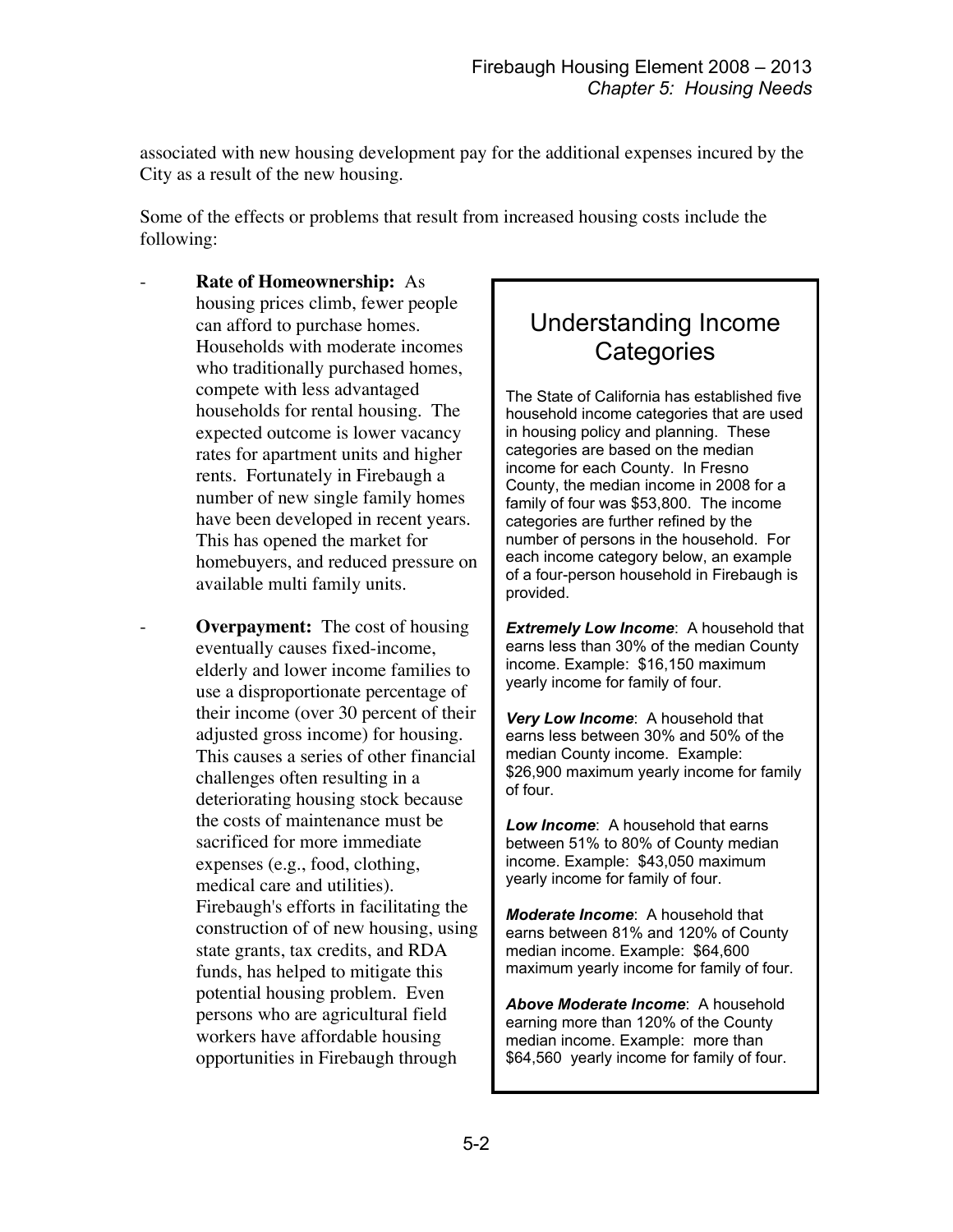associated with new housing development pay for the additional expenses incured by the City as a result of the new housing.

Some of the effects or problems that result from increased housing costs include the following:

- **Rate of Homeownership:** As housing prices climb, fewer people can afford to purchase homes. Households with moderate incomes who traditionally purchased homes, compete with less advantaged households for rental housing. The expected outcome is lower vacancy rates for apartment units and higher rents. Fortunately in Firebaugh a number of new single family homes have been developed in recent years. This has opened the market for homebuyers, and reduced pressure on available multi family units.

- **Overpayment:** The cost of housing eventually causes fixed-income, elderly and lower income families to use a disproportionate percentage of their income (over 30 percent of their adjusted gross income) for housing. This causes a series of other financial challenges often resulting in a deteriorating housing stock because the costs of maintenance must be sacrificed for more immediate expenses (e.g., food, clothing, medical care and utilities). Firebaugh's efforts in facilitating the construction of of new housing, using state grants, tax credits, and RDA funds, has helped to mitigate this potential housing problem. Even persons who are agricultural field workers have affordable housing opportunities in Firebaugh through

## Understanding Income Categories

The State of California has established five household income categories that are used in housing policy and planning. These categories are based on the median income for each County. In Fresno County, the median income in 2008 for a family of four was $53,800. The income categories are further refined by the number of persons in the household. For each income category below, an example of a four-person household in Firebaugh is provided.

***Extremely Low Income***: A household that earns less than 30% of the median County income. Example: $16,150 maximum yearly income for family of four.

***Very Low Income***: A household that earns less between 30% and 50% of the median County income. Example: $26,900 maximum yearly income for family of four.

***Low Income***: A household that earns between 51% to 80% of County median income. Example: $43,050 maximum yearly income for family of four.

***Moderate Income***: A household that earns between 81% and 120% of County median income. Example: $64,600 maximum yearly income for family of four.

***Above Moderate Income***: A household earning more than 120% of the County median income. Example: more than $64,560 yearly income for family of four.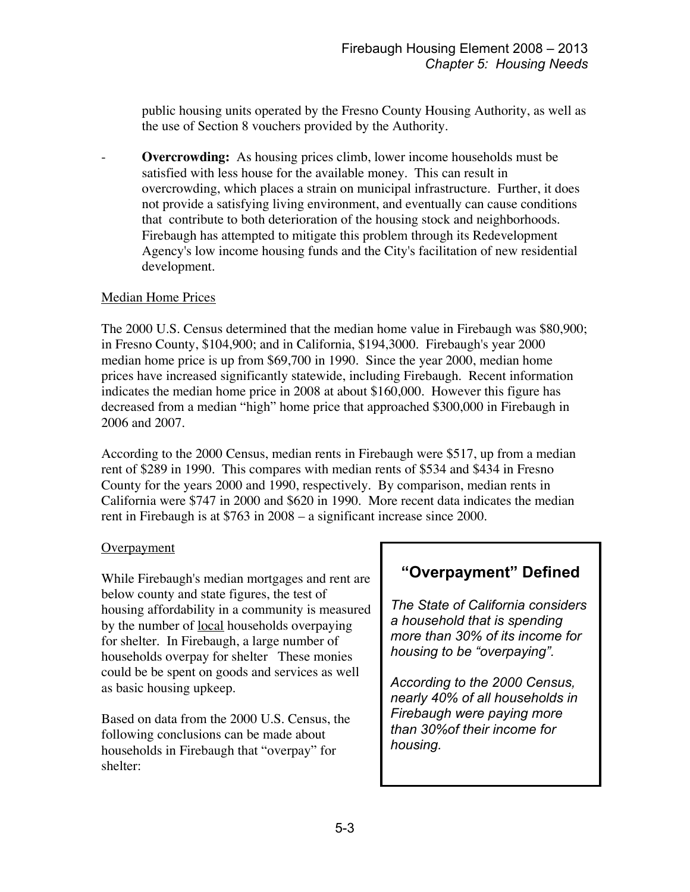public housing units operated by the Fresno County Housing Authority, as well as the use of Section 8 vouchers provided by the Authority.

- **Overcrowding:** As housing prices climb, lower income households must be satisfied with less house for the available money. This can result in overcrowding, which places a strain on municipal infrastructure. Further, it does not provide a satisfying living environment, and eventually can cause conditions that contribute to both deterioration of the housing stock and neighborhoods. Firebaugh has attempted to mitigate this problem through its Redevelopment Agency's low income housing funds and the City's facilitation of new residential development.

Median Home Prices

The 2000 U.S. Census determined that the median home value in Firebaugh was $80,900; in Fresno County, $104,900; and in California, $194,3000. Firebaugh's year 2000 median home price is up from $69,700 in 1990. Since the year 2000, median home prices have increased significantly statewide, including Firebaugh. Recent information indicates the median home price in 2008 at about $160,000. However this figure has decreased from a median "high" home price that approached $300,000 in Firebaugh in 2006 and 2007.

According to the 2000 Census, median rents in Firebaugh were $517, up from a median rent of $289 in 1990. This compares with median rents of $534 and $434 in Fresno County for the years 2000 and 1990, respectively. By comparison, median rents in California were $747 in 2000 and $620 in 1990. More recent data indicates the median rent in Firebaugh is at $763 in 2008 – a significant increase since 2000.

Overpayment

While Firebaugh's median mortgages and rent are below county and state figures, the test of housing affordability in a community is measured by the number of local households overpaying for shelter. In Firebaugh, a large number of households overpay for shelter These monies could be be spent on goods and services as well as basic housing upkeep.

Based on data from the 2000 U.S. Census, the following conclusions can be made about households in Firebaugh that "overpay" for shelter:

> **"Overpayment" Defined**
>
> *The State of California considers a household that is spending more than 30% of its income for housing to be "overpaying".*
>
> *According to the 2000 Census, nearly 40% of all households in Firebaugh were paying more than 30%of their income for housing.*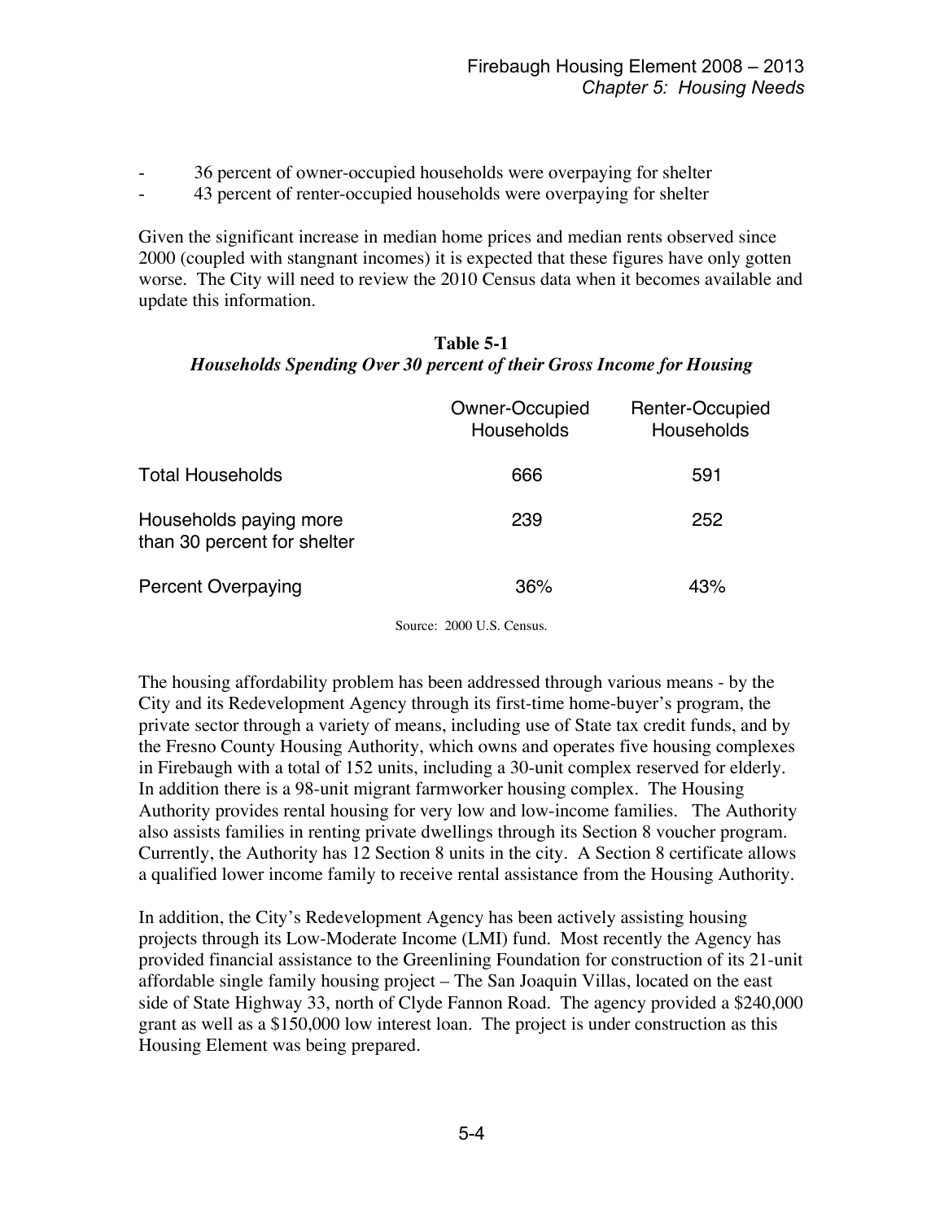- 36 percent of owner-occupied households were overpaying for shelter
- 43 percent of renter-occupied households were overpaying for shelter

Given the significant increase in median home prices and median rents observed since 2000 (coupled with stangnant incomes) it is expected that these figures have only gotten worse. The City will need to review the 2010 Census data when it becomes available and update this information.

**Table 5-1**
***Households Spending Over 30 percent of their Gross Income for Housing***

| | Owner-Occupied Households | Renter-Occupied Households |
|---|---|---|
| Total Households | 666 | 591 |
| Households paying more than 30 percent for shelter | 239 | 252 |
| Percent Overpaying | 36% | 43% |

Source: 2000 U.S. Census.

The housing affordability problem has been addressed through various means - by the City and its Redevelopment Agency through its first-time home-buyer's program, the private sector through a variety of means, including use of State tax credit funds, and by the Fresno County Housing Authority, which owns and operates five housing complexes in Firebaugh with a total of 152 units, including a 30-unit complex reserved for elderly. In addition there is a 98-unit migrant farmworker housing complex. The Housing Authority provides rental housing for very low and low-income families. The Authority also assists families in renting private dwellings through its Section 8 voucher program. Currently, the Authority has 12 Section 8 units in the city. A Section 8 certificate allows a qualified lower income family to receive rental assistance from the Housing Authority.

In addition, the City's Redevelopment Agency has been actively assisting housing projects through its Low-Moderate Income (LMI) fund. Most recently the Agency has provided financial assistance to the Greenlining Foundation for construction of its 21-unit affordable single family housing project – The San Joaquin Villas, located on the east side of State Highway 33, north of Clyde Fannon Road. The agency provided a $240,000 grant as well as a $150,000 low interest loan. The project is under construction as this Housing Element was being prepared.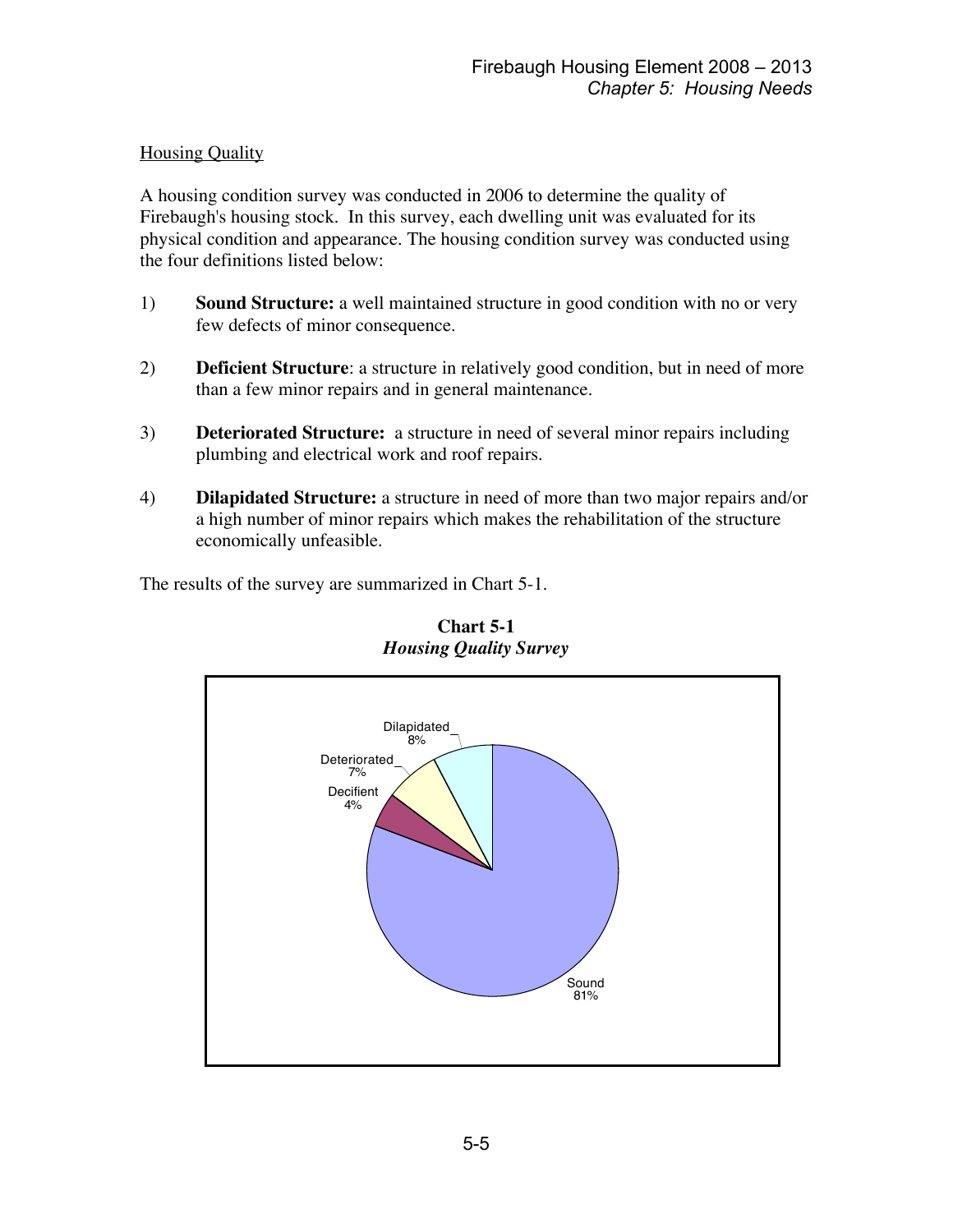## Housing Quality

A housing condition survey was conducted in 2006 to determine the quality of Firebaugh's housing stock. In this survey, each dwelling unit was evaluated for its physical condition and appearance. The housing condition survey was conducted using the four definitions listed below:

1) **Sound Structure:** a well maintained structure in good condition with no or very few defects of minor consequence.

2) **Deficient Structure**: a structure in relatively good condition, but in need of more than a few minor repairs and in general maintenance.

3) **Deteriorated Structure:** a structure in need of several minor repairs including plumbing and electrical work and roof repairs.

4) **Dilapidated Structure:** a structure in need of more than two major repairs and/or a high number of minor repairs which makes the rehabilitation of the structure economically unfeasible.

The results of the survey are summarized in Chart 5-1.

**Chart 5-1**
***Housing Quality Survey***

| Category | Percent |
|---|---|
| Sound | 81% |
| Decifient | 4% |
| Deteriorated | 7% |
| Dilapidated | 8% |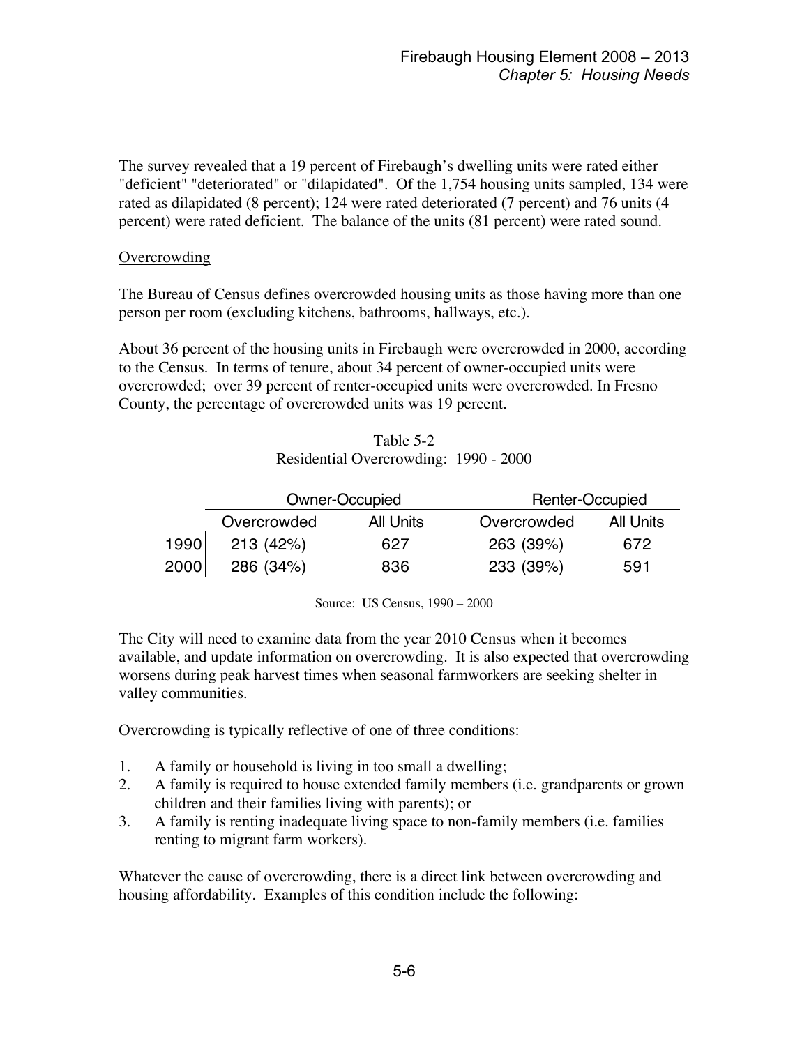The survey revealed that a 19 percent of Firebaugh's dwelling units were rated either "deficient" "deteriorated" or "dilapidated". Of the 1,754 housing units sampled, 134 were rated as dilapidated (8 percent); 124 were rated deteriorated (7 percent) and 76 units (4 percent) were rated deficient. The balance of the units (81 percent) were rated sound.

### Overcrowding

The Bureau of Census defines overcrowded housing units as those having more than one person per room (excluding kitchens, bathrooms, hallways, etc.).

About 36 percent of the housing units in Firebaugh were overcrowded in 2000, according to the Census. In terms of tenure, about 34 percent of owner-occupied units were overcrowded; over 39 percent of renter-occupied units were overcrowded. In Fresno County, the percentage of overcrowded units was 19 percent.

Table 5-2
Residential Overcrowding: 1990 - 2000

| | Owner-Occupied | | Renter-Occupied | |
|---|---|---|---|---|
| | Overcrowded | All Units | Overcrowded | All Units |
| 1990 | 213 (42%) | 627 | 263 (39%) | 672 |
| 2000 | 286 (34%) | 836 | 233 (39%) | 591 |

Source: US Census, 1990 – 2000

The City will need to examine data from the year 2010 Census when it becomes available, and update information on overcrowding. It is also expected that overcrowding worsens during peak harvest times when seasonal farmworkers are seeking shelter in valley communities.

Overcrowding is typically reflective of one of three conditions:

1. A family or household is living in too small a dwelling;
2. A family is required to house extended family members (i.e. grandparents or grown children and their families living with parents); or
3. A family is renting inadequate living space to non-family members (i.e. families renting to migrant farm workers).

Whatever the cause of overcrowding, there is a direct link between overcrowding and housing affordability. Examples of this condition include the following: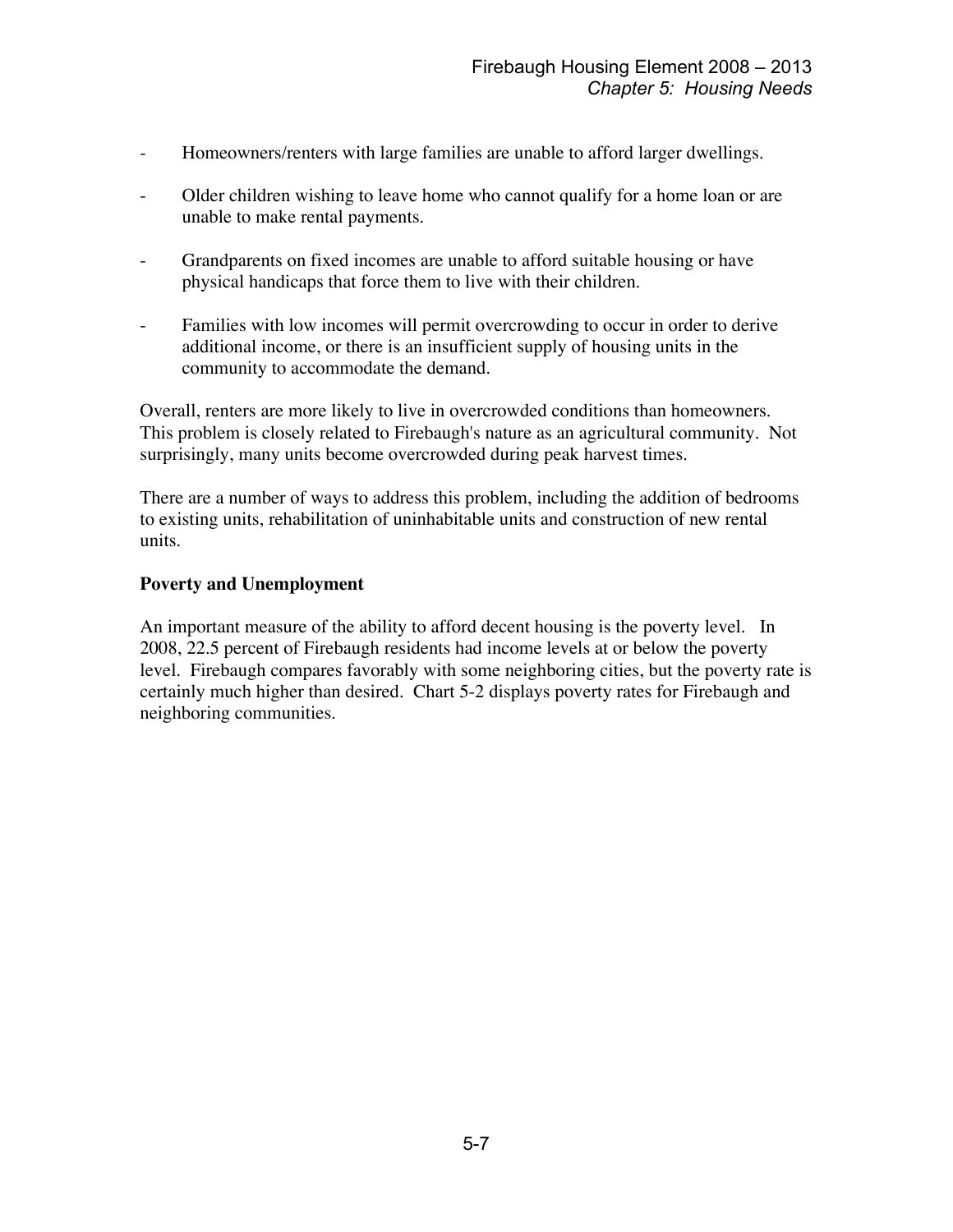- Homeowners/renters with large families are unable to afford larger dwellings.
- Older children wishing to leave home who cannot qualify for a home loan or are unable to make rental payments.
- Grandparents on fixed incomes are unable to afford suitable housing or have physical handicaps that force them to live with their children.
- Families with low incomes will permit overcrowding to occur in order to derive additional income, or there is an insufficient supply of housing units in the community to accommodate the demand.

Overall, renters are more likely to live in overcrowded conditions than homeowners. This problem is closely related to Firebaugh's nature as an agricultural community. Not surprisingly, many units become overcrowded during peak harvest times.

There are a number of ways to address this problem, including the addition of bedrooms to existing units, rehabilitation of uninhabitable units and construction of new rental units.

**Poverty and Unemployment**

An important measure of the ability to afford decent housing is the poverty level. In 2008, 22.5 percent of Firebaugh residents had income levels at or below the poverty level. Firebaugh compares favorably with some neighboring cities, but the poverty rate is certainly much higher than desired. Chart 5-2 displays poverty rates for Firebaugh and neighboring communities.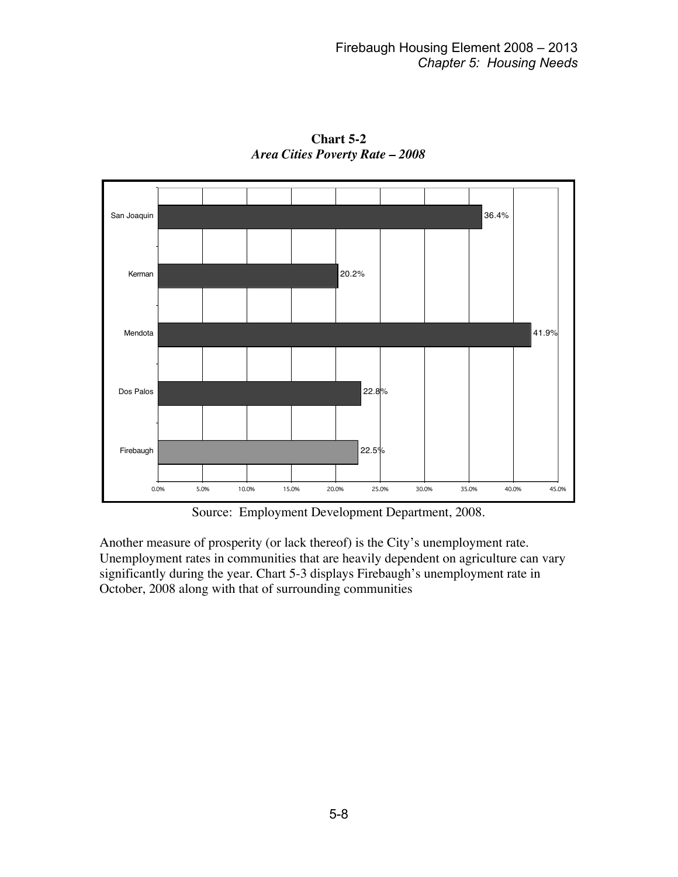**Chart 5-2**
***Area Cities Poverty Rate – 2008***

| City | Poverty Rate |
| --- | --- |
| San Joaquin | 36.4% |
| Kerman | 20.2% |
| Mendota | 41.9% |
| Dos Palos | 22.8% |
| Firebaugh | 22.5% |

Source: Employment Development Department, 2008.

Another measure of prosperity (or lack thereof) is the City's unemployment rate. Unemployment rates in communities that are heavily dependent on agriculture can vary significantly during the year. Chart 5-3 displays Firebaugh's unemployment rate in October, 2008 along with that of surrounding communities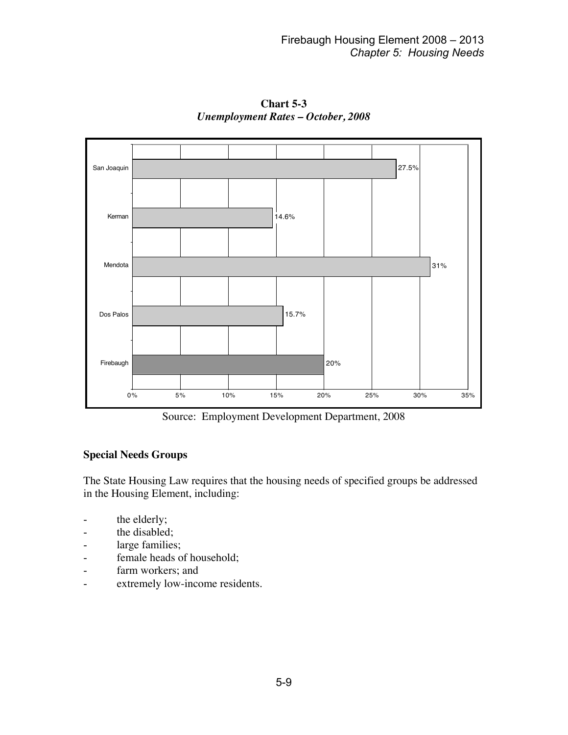**Chart 5-3**
***Unemployment Rates – October, 2008***

| Community | Unemployment Rate |
|---|---|
| San Joaquin | 27.5% |
| Kerman | 14.6% |
| Mendota | 31% |
| Dos Palos | 15.7% |
| Firebaugh | 20% |

Source: Employment Development Department, 2008

### Special Needs Groups

The State Housing Law requires that the housing needs of specified groups be addressed in the Housing Element, including:

- the elderly;
- the disabled;
- large families;
- female heads of household;
- farm workers; and
- extremely low-income residents.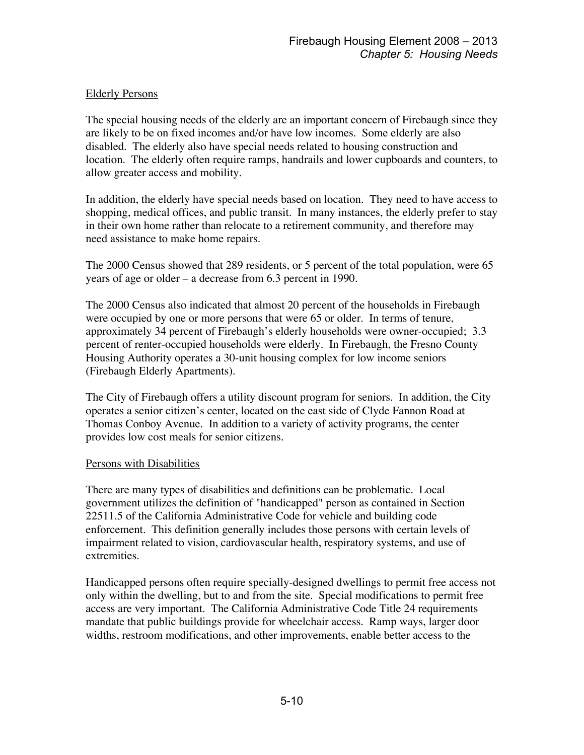## Elderly Persons

The special housing needs of the elderly are an important concern of Firebaugh since they are likely to be on fixed incomes and/or have low incomes. Some elderly are also disabled. The elderly also have special needs related to housing construction and location. The elderly often require ramps, handrails and lower cupboards and counters, to allow greater access and mobility.

In addition, the elderly have special needs based on location. They need to have access to shopping, medical offices, and public transit. In many instances, the elderly prefer to stay in their own home rather than relocate to a retirement community, and therefore may need assistance to make home repairs.

The 2000 Census showed that 289 residents, or 5 percent of the total population, were 65 years of age or older – a decrease from 6.3 percent in 1990.

The 2000 Census also indicated that almost 20 percent of the households in Firebaugh were occupied by one or more persons that were 65 or older. In terms of tenure, approximately 34 percent of Firebaugh's elderly households were owner-occupied; 3.3 percent of renter-occupied households were elderly. In Firebaugh, the Fresno County Housing Authority operates a 30-unit housing complex for low income seniors (Firebaugh Elderly Apartments).

The City of Firebaugh offers a utility discount program for seniors. In addition, the City operates a senior citizen's center, located on the east side of Clyde Fannon Road at Thomas Conboy Avenue. In addition to a variety of activity programs, the center provides low cost meals for senior citizens.

## Persons with Disabilities

There are many types of disabilities and definitions can be problematic. Local government utilizes the definition of "handicapped" person as contained in Section 22511.5 of the California Administrative Code for vehicle and building code enforcement. This definition generally includes those persons with certain levels of impairment related to vision, cardiovascular health, respiratory systems, and use of extremities.

Handicapped persons often require specially-designed dwellings to permit free access not only within the dwelling, but to and from the site. Special modifications to permit free access are very important. The California Administrative Code Title 24 requirements mandate that public buildings provide for wheelchair access. Ramp ways, larger door widths, restroom modifications, and other improvements, enable better access to the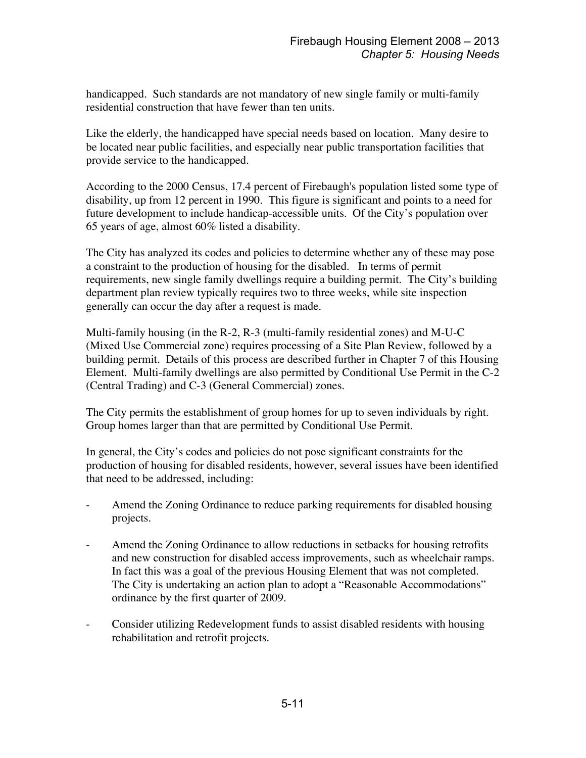handicapped. Such standards are not mandatory of new single family or multi-family residential construction that have fewer than ten units.

Like the elderly, the handicapped have special needs based on location. Many desire to be located near public facilities, and especially near public transportation facilities that provide service to the handicapped.

According to the 2000 Census, 17.4 percent of Firebaugh's population listed some type of disability, up from 12 percent in 1990. This figure is significant and points to a need for future development to include handicap-accessible units. Of the City's population over 65 years of age, almost 60% listed a disability.

The City has analyzed its codes and policies to determine whether any of these may pose a constraint to the production of housing for the disabled. In terms of permit requirements, new single family dwellings require a building permit. The City's building department plan review typically requires two to three weeks, while site inspection generally can occur the day after a request is made.

Multi-family housing (in the R-2, R-3 (multi-family residential zones) and M-U-C (Mixed Use Commercial zone) requires processing of a Site Plan Review, followed by a building permit. Details of this process are described further in Chapter 7 of this Housing Element. Multi-family dwellings are also permitted by Conditional Use Permit in the C-2 (Central Trading) and C-3 (General Commercial) zones.

The City permits the establishment of group homes for up to seven individuals by right. Group homes larger than that are permitted by Conditional Use Permit.

In general, the City's codes and policies do not pose significant constraints for the production of housing for disabled residents, however, several issues have been identified that need to be addressed, including:

- Amend the Zoning Ordinance to reduce parking requirements for disabled housing projects.
- Amend the Zoning Ordinance to allow reductions in setbacks for housing retrofits and new construction for disabled access improvements, such as wheelchair ramps. In fact this was a goal of the previous Housing Element that was not completed. The City is undertaking an action plan to adopt a "Reasonable Accommodations" ordinance by the first quarter of 2009.
- Consider utilizing Redevelopment funds to assist disabled residents with housing rehabilitation and retrofit projects.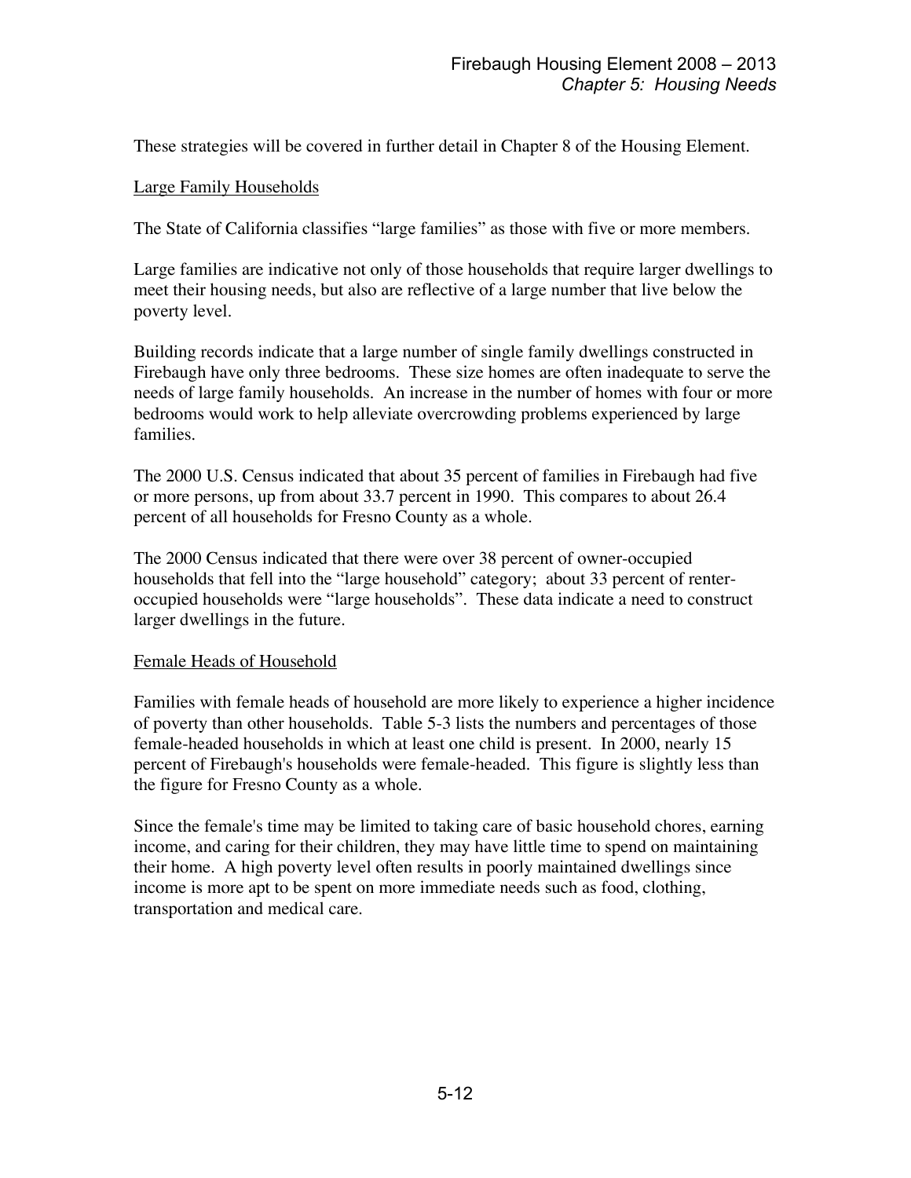These strategies will be covered in further detail in Chapter 8 of the Housing Element.

<u>Large Family Households</u>

The State of California classifies "large families" as those with five or more members.

Large families are indicative not only of those households that require larger dwellings to meet their housing needs, but also are reflective of a large number that live below the poverty level.

Building records indicate that a large number of single family dwellings constructed in Firebaugh have only three bedrooms. These size homes are often inadequate to serve the needs of large family households. An increase in the number of homes with four or more bedrooms would work to help alleviate overcrowding problems experienced by large families.

The 2000 U.S. Census indicated that about 35 percent of families in Firebaugh had five or more persons, up from about 33.7 percent in 1990. This compares to about 26.4 percent of all households for Fresno County as a whole.

The 2000 Census indicated that there were over 38 percent of owner-occupied households that fell into the "large household" category; about 33 percent of renter-occupied households were "large households". These data indicate a need to construct larger dwellings in the future.

<u>Female Heads of Household</u>

Families with female heads of household are more likely to experience a higher incidence of poverty than other households. Table 5-3 lists the numbers and percentages of those female-headed households in which at least one child is present. In 2000, nearly 15 percent of Firebaugh's households were female-headed. This figure is slightly less than the figure for Fresno County as a whole.

Since the female's time may be limited to taking care of basic household chores, earning income, and caring for their children, they may have little time to spend on maintaining their home. A high poverty level often results in poorly maintained dwellings since income is more apt to be spent on more immediate needs such as food, clothing, transportation and medical care.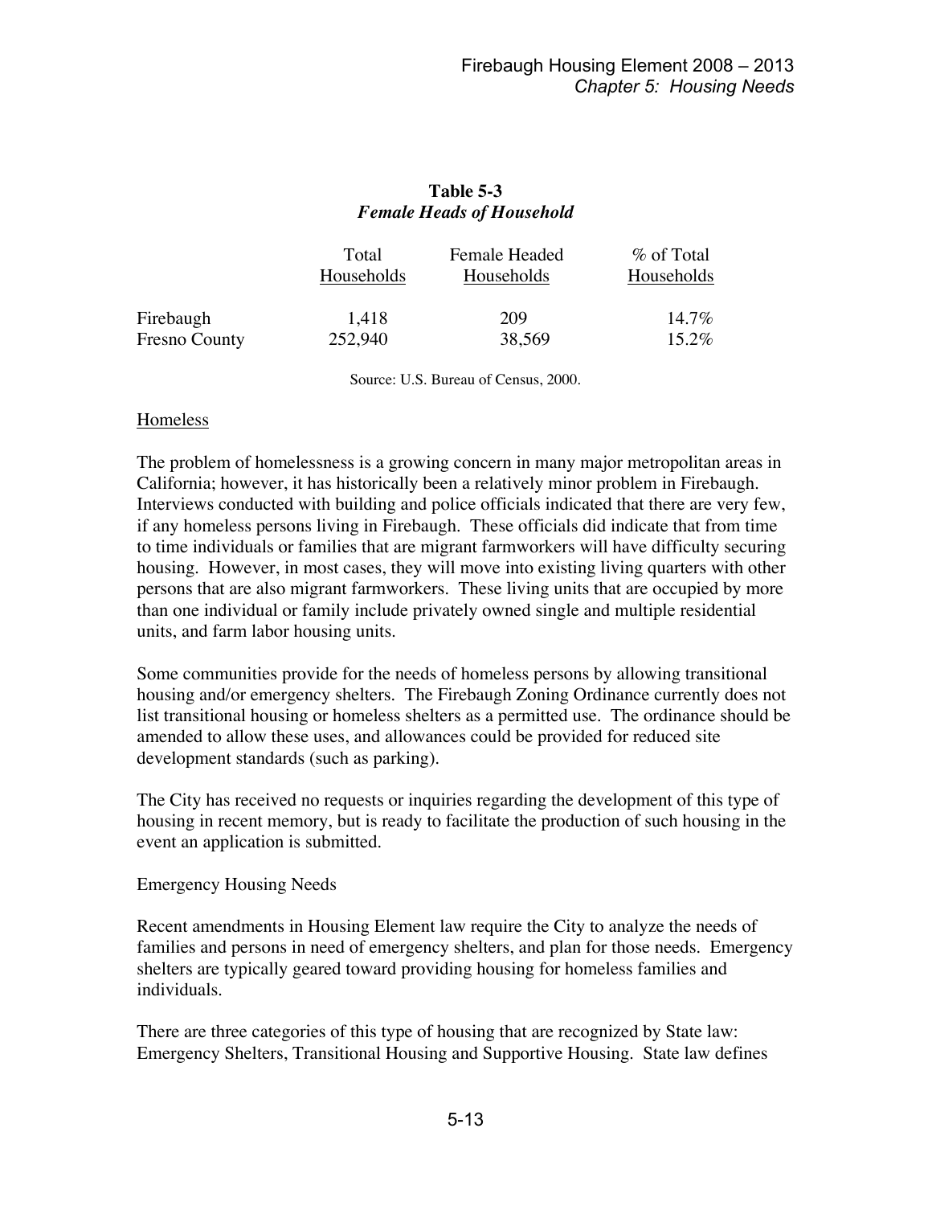**Table 5-3**
***Female Heads of Household***

| | Total Households | Female Headed Households | % of Total Households |
|---|---|---|---|
| Firebaugh | 1,418 | 209 | 14.7% |
| Fresno County | 252,940 | 38,569 | 15.2% |

Source: U.S. Bureau of Census, 2000.

Homeless

The problem of homelessness is a growing concern in many major metropolitan areas in California; however, it has historically been a relatively minor problem in Firebaugh. Interviews conducted with building and police officials indicated that there are very few, if any homeless persons living in Firebaugh. These officials did indicate that from time to time individuals or families that are migrant farmworkers will have difficulty securing housing. However, in most cases, they will move into existing living quarters with other persons that are also migrant farmworkers. These living units that are occupied by more than one individual or family include privately owned single and multiple residential units, and farm labor housing units.

Some communities provide for the needs of homeless persons by allowing transitional housing and/or emergency shelters. The Firebaugh Zoning Ordinance currently does not list transitional housing or homeless shelters as a permitted use. The ordinance should be amended to allow these uses, and allowances could be provided for reduced site development standards (such as parking).

The City has received no requests or inquiries regarding the development of this type of housing in recent memory, but is ready to facilitate the production of such housing in the event an application is submitted.

Emergency Housing Needs

Recent amendments in Housing Element law require the City to analyze the needs of families and persons in need of emergency shelters, and plan for those needs. Emergency shelters are typically geared toward providing housing for homeless families and individuals.

There are three categories of this type of housing that are recognized by State law: Emergency Shelters, Transitional Housing and Supportive Housing. State law defines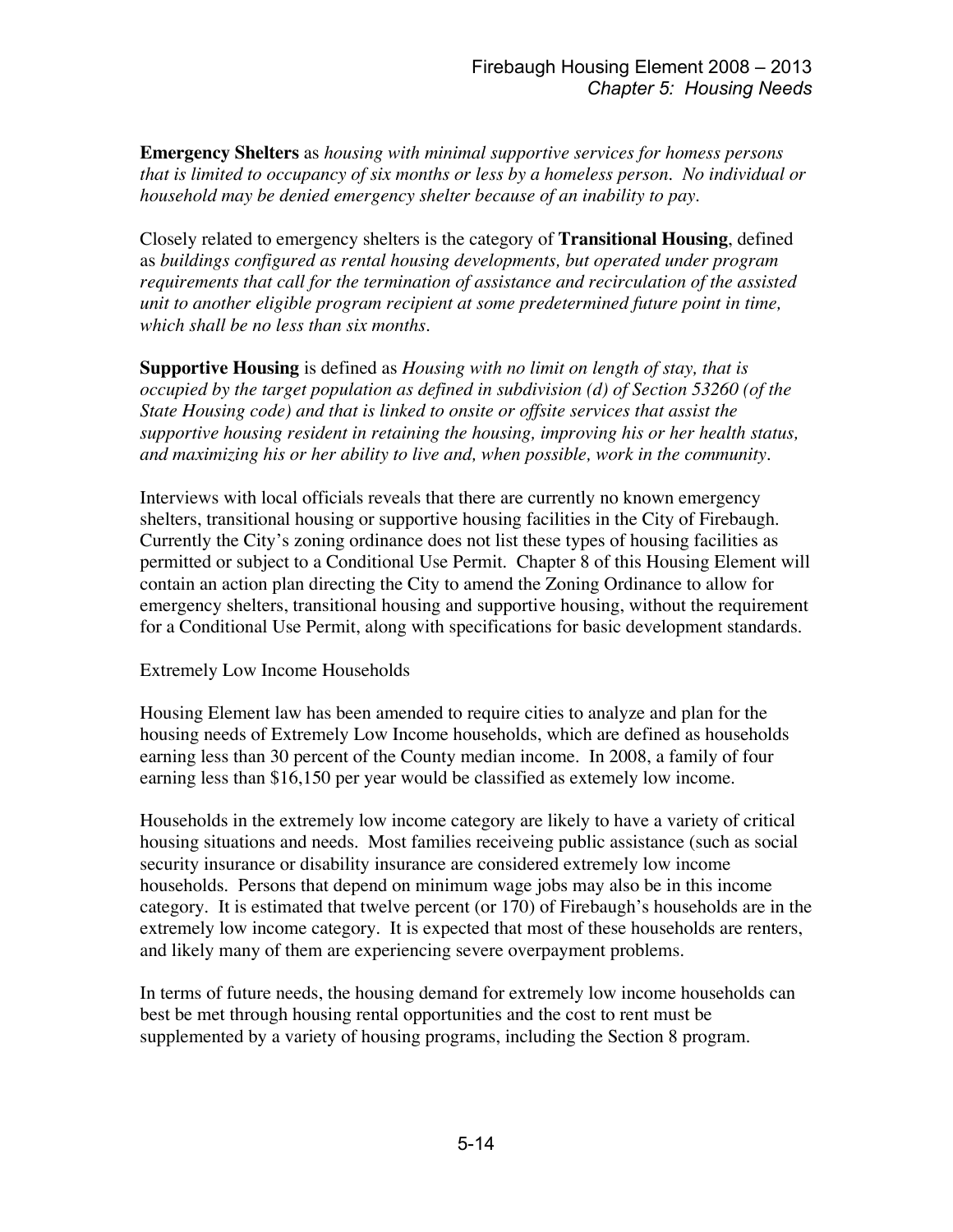**Emergency Shelters** as *housing with minimal supportive services for homess persons that is limited to occupancy of six months or less by a homeless person. No individual or household may be denied emergency shelter because of an inability to pay.*

Closely related to emergency shelters is the category of **Transitional Housing**, defined as *buildings configured as rental housing developments, but operated under program requirements that call for the termination of assistance and recirculation of the assisted unit to another eligible program recipient at some predetermined future point in time, which shall be no less than six months.*

**Supportive Housing** is defined as *Housing with no limit on length of stay, that is occupied by the target population as defined in subdivision (d) of Section 53260 (of the State Housing code) and that is linked to onsite or offsite services that assist the supportive housing resident in retaining the housing, improving his or her health status, and maximizing his or her ability to live and, when possible, work in the community.*

Interviews with local officials reveals that there are currently no known emergency shelters, transitional housing or supportive housing facilities in the City of Firebaugh. Currently the City's zoning ordinance does not list these types of housing facilities as permitted or subject to a Conditional Use Permit. Chapter 8 of this Housing Element will contain an action plan directing the City to amend the Zoning Ordinance to allow for emergency shelters, transitional housing and supportive housing, without the requirement for a Conditional Use Permit, along with specifications for basic development standards.

Extremely Low Income Households

Housing Element law has been amended to require cities to analyze and plan for the housing needs of Extremely Low Income households, which are defined as households earning less than 30 percent of the County median income. In 2008, a family of four earning less than $16,150 per year would be classified as extemely low income.

Households in the extremely low income category are likely to have a variety of critical housing situations and needs. Most families receiveing public assistance (such as social security insurance or disability insurance are considered extremely low income households. Persons that depend on minimum wage jobs may also be in this income category. It is estimated that twelve percent (or 170) of Firebaugh's households are in the extremely low income category. It is expected that most of these households are renters, and likely many of them are experiencing severe overpayment problems.

In terms of future needs, the housing demand for extremely low income households can best be met through housing rental opportunities and the cost to rent must be supplemented by a variety of housing programs, including the Section 8 program.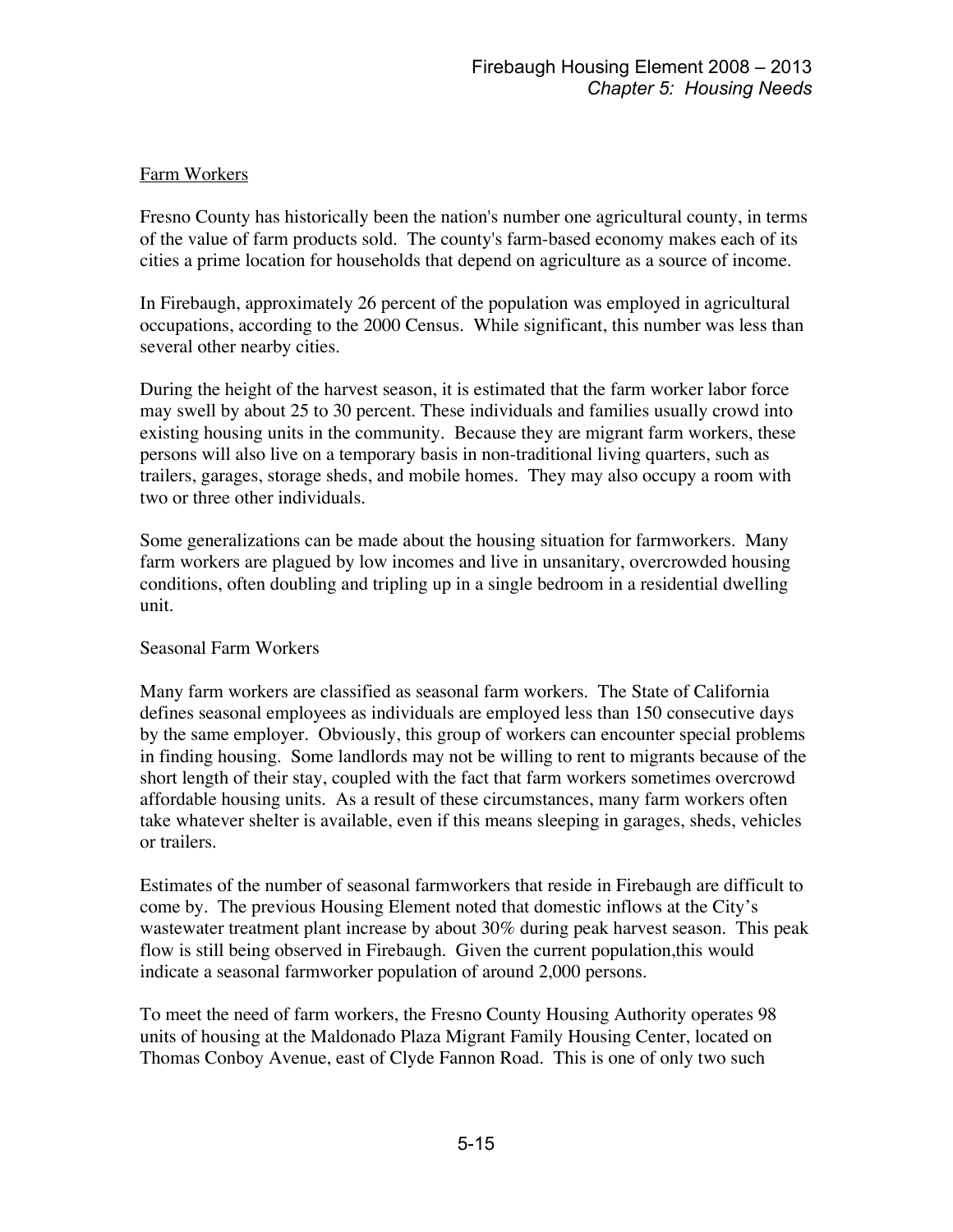Farm Workers

Fresno County has historically been the nation's number one agricultural county, in terms of the value of farm products sold. The county's farm-based economy makes each of its cities a prime location for households that depend on agriculture as a source of income.

In Firebaugh, approximately 26 percent of the population was employed in agricultural occupations, according to the 2000 Census. While significant, this number was less than several other nearby cities.

During the height of the harvest season, it is estimated that the farm worker labor force may swell by about 25 to 30 percent. These individuals and families usually crowd into existing housing units in the community. Because they are migrant farm workers, these persons will also live on a temporary basis in non-traditional living quarters, such as trailers, garages, storage sheds, and mobile homes. They may also occupy a room with two or three other individuals.

Some generalizations can be made about the housing situation for farmworkers. Many farm workers are plagued by low incomes and live in unsanitary, overcrowded housing conditions, often doubling and tripling up in a single bedroom in a residential dwelling unit.

Seasonal Farm Workers

Many farm workers are classified as seasonal farm workers. The State of California defines seasonal employees as individuals are employed less than 150 consecutive days by the same employer. Obviously, this group of workers can encounter special problems in finding housing. Some landlords may not be willing to rent to migrants because of the short length of their stay, coupled with the fact that farm workers sometimes overcrowd affordable housing units. As a result of these circumstances, many farm workers often take whatever shelter is available, even if this means sleeping in garages, sheds, vehicles or trailers.

Estimates of the number of seasonal farmworkers that reside in Firebaugh are difficult to come by. The previous Housing Element noted that domestic inflows at the City's wastewater treatment plant increase by about 30% during peak harvest season. This peak flow is still being observed in Firebaugh. Given the current population,this would indicate a seasonal farmworker population of around 2,000 persons.

To meet the need of farm workers, the Fresno County Housing Authority operates 98 units of housing at the Maldonado Plaza Migrant Family Housing Center, located on Thomas Conboy Avenue, east of Clyde Fannon Road. This is one of only two such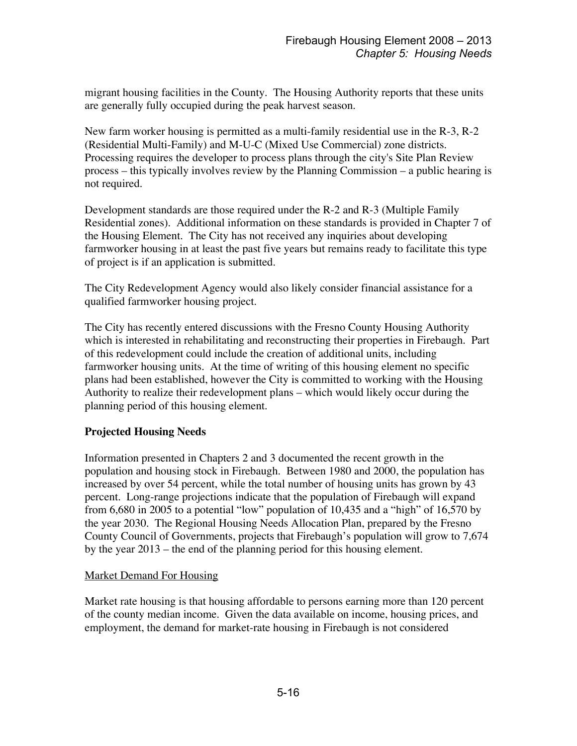migrant housing facilities in the County. The Housing Authority reports that these units are generally fully occupied during the peak harvest season.

New farm worker housing is permitted as a multi-family residential use in the R-3, R-2 (Residential Multi-Family) and M-U-C (Mixed Use Commercial) zone districts. Processing requires the developer to process plans through the city's Site Plan Review process – this typically involves review by the Planning Commission – a public hearing is not required.

Development standards are those required under the R-2 and R-3 (Multiple Family Residential zones). Additional information on these standards is provided in Chapter 7 of the Housing Element. The City has not received any inquiries about developing farmworker housing in at least the past five years but remains ready to facilitate this type of project is if an application is submitted.

The City Redevelopment Agency would also likely consider financial assistance for a qualified farmworker housing project.

The City has recently entered discussions with the Fresno County Housing Authority which is interested in rehabilitating and reconstructing their properties in Firebaugh. Part of this redevelopment could include the creation of additional units, including farmworker housing units. At the time of writing of this housing element no specific plans had been established, however the City is committed to working with the Housing Authority to realize their redevelopment plans – which would likely occur during the planning period of this housing element.

### Projected Housing Needs

Information presented in Chapters 2 and 3 documented the recent growth in the population and housing stock in Firebaugh. Between 1980 and 2000, the population has increased by over 54 percent, while the total number of housing units has grown by 43 percent. Long-range projections indicate that the population of Firebaugh will expand from 6,680 in 2005 to a potential "low" population of 10,435 and a "high" of 16,570 by the year 2030. The Regional Housing Needs Allocation Plan, prepared by the Fresno County Council of Governments, projects that Firebaugh's population will grow to 7,674 by the year 2013 – the end of the planning period for this housing element.

#### Market Demand For Housing

Market rate housing is that housing affordable to persons earning more than 120 percent of the county median income. Given the data available on income, housing prices, and employment, the demand for market-rate housing in Firebaugh is not considered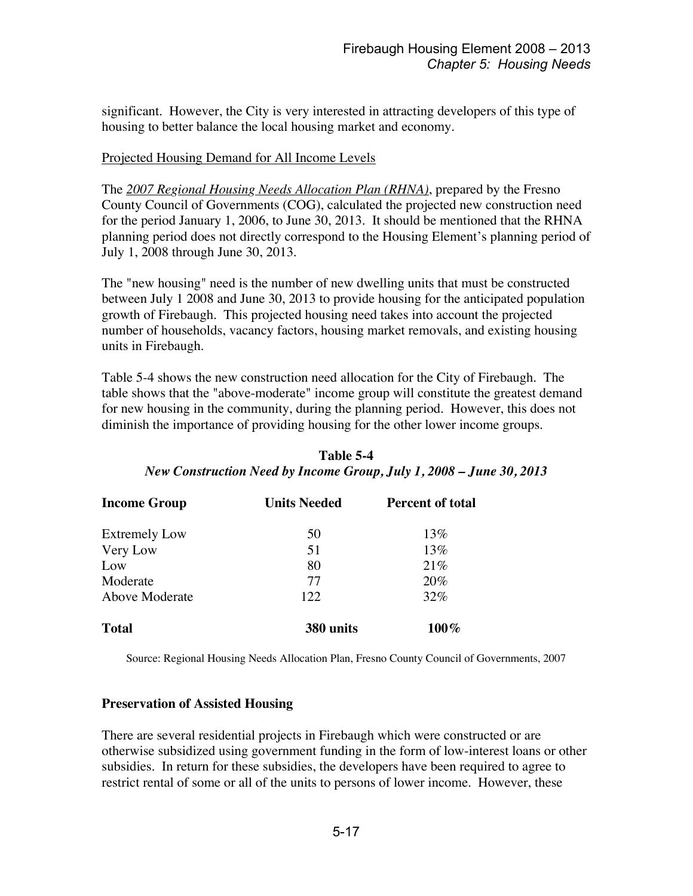significant. However, the City is very interested in attracting developers of this type of housing to better balance the local housing market and economy.

Projected Housing Demand for All Income Levels

The *2007 Regional Housing Needs Allocation Plan (RHNA)*, prepared by the Fresno County Council of Governments (COG), calculated the projected new construction need for the period January 1, 2006, to June 30, 2013. It should be mentioned that the RHNA planning period does not directly correspond to the Housing Element's planning period of July 1, 2008 through June 30, 2013.

The "new housing" need is the number of new dwelling units that must be constructed between July 1 2008 and June 30, 2013 to provide housing for the anticipated population growth of Firebaugh. This projected housing need takes into account the projected number of households, vacancy factors, housing market removals, and existing housing units in Firebaugh.

Table 5-4 shows the new construction need allocation for the City of Firebaugh. The table shows that the "above-moderate" income group will constitute the greatest demand for new housing in the community, during the planning period. However, this does not diminish the importance of providing housing for the other lower income groups.

**Table 5-4**
***New Construction Need by Income Group, July 1, 2008 – June 30, 2013***

| Income Group | Units Needed | Percent of total |
|---|---|---|
| Extremely Low | 50 | 13% |
| Very Low | 51 | 13% |
| Low | 80 | 21% |
| Moderate | 77 | 20% |
| Above Moderate | 122 | 32% |
| **Total** | **380 units** | **100%** |

Source: Regional Housing Needs Allocation Plan, Fresno County Council of Governments, 2007

**Preservation of Assisted Housing**

There are several residential projects in Firebaugh which were constructed or are otherwise subsidized using government funding in the form of low-interest loans or other subsidies. In return for these subsidies, the developers have been required to agree to restrict rental of some or all of the units to persons of lower income. However, these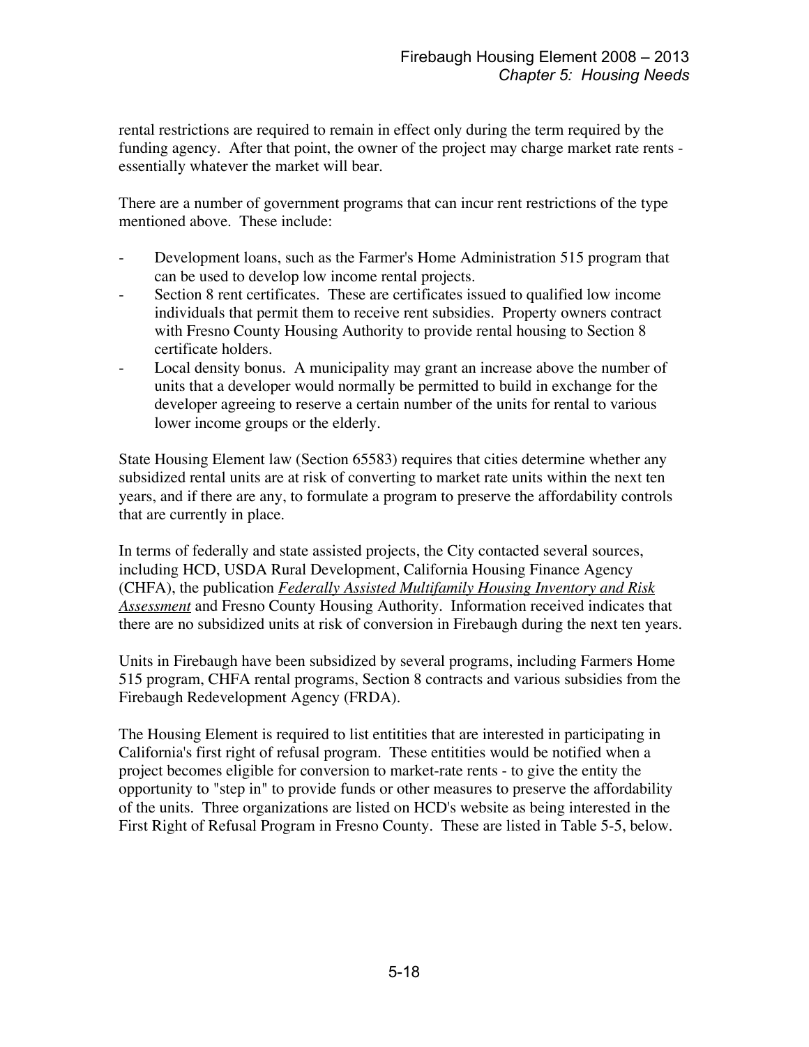rental restrictions are required to remain in effect only during the term required by the funding agency. After that point, the owner of the project may charge market rate rents - essentially whatever the market will bear.

There are a number of government programs that can incur rent restrictions of the type mentioned above. These include:

- Development loans, such as the Farmer's Home Administration 515 program that can be used to develop low income rental projects.
- Section 8 rent certificates. These are certificates issued to qualified low income individuals that permit them to receive rent subsidies. Property owners contract with Fresno County Housing Authority to provide rental housing to Section 8 certificate holders.
- Local density bonus. A municipality may grant an increase above the number of units that a developer would normally be permitted to build in exchange for the developer agreeing to reserve a certain number of the units for rental to various lower income groups or the elderly.

State Housing Element law (Section 65583) requires that cities determine whether any subsidized rental units are at risk of converting to market rate units within the next ten years, and if there are any, to formulate a program to preserve the affordability controls that are currently in place.

In terms of federally and state assisted projects, the City contacted several sources, including HCD, USDA Rural Development, California Housing Finance Agency (CHFA), the publication *Federally Assisted Multifamily Housing Inventory and Risk Assessment* and Fresno County Housing Authority. Information received indicates that there are no subsidized units at risk of conversion in Firebaugh during the next ten years.

Units in Firebaugh have been subsidized by several programs, including Farmers Home 515 program, CHFA rental programs, Section 8 contracts and various subsidies from the Firebaugh Redevelopment Agency (FRDA).

The Housing Element is required to list entitities that are interested in participating in California's first right of refusal program. These entitities would be notified when a project becomes eligible for conversion to market-rate rents - to give the entity the opportunity to "step in" to provide funds or other measures to preserve the affordability of the units. Three organizations are listed on HCD's website as being interested in the First Right of Refusal Program in Fresno County. These are listed in Table 5-5, below.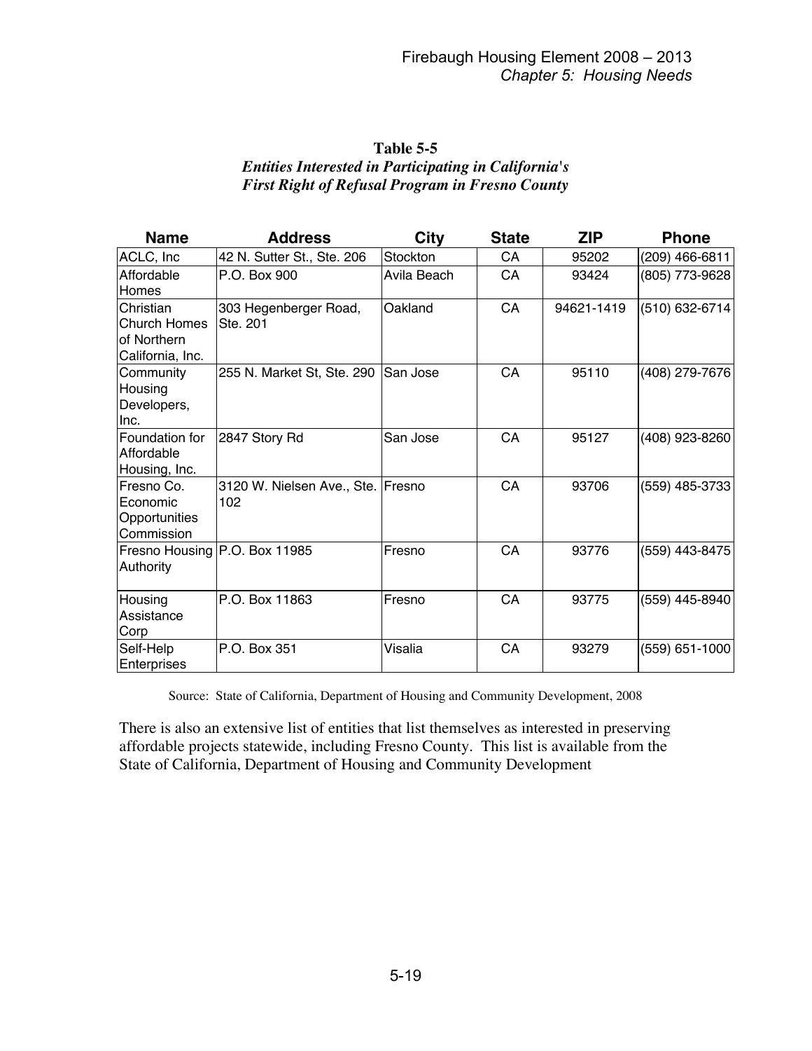**Table 5-5**
***Entities Interested in Participating in California's First Right of Refusal Program in Fresno County***

| Name | Address | City | State | ZIP | Phone |
|---|---|---|---|---|---|
| ACLC, Inc | 42 N. Sutter St., Ste. 206 | Stockton | CA | 95202 | (209) 466-6811 |
| Affordable Homes | P.O. Box 900 | Avila Beach | CA | 93424 | (805) 773-9628 |
| Christian Church Homes of Northern California, Inc. | 303 Hegenberger Road, Ste. 201 | Oakland | CA | 94621-1419 | (510) 632-6714 |
| Community Housing Developers, Inc. | 255 N. Market St, Ste. 290 | San Jose | CA | 95110 | (408) 279-7676 |
| Foundation for Affordable Housing, Inc. | 2847 Story Rd | San Jose | CA | 95127 | (408) 923-8260 |
| Fresno Co. Economic Opportunities Commission | 3120 W. Nielsen Ave., Ste. 102 | Fresno | CA | 93706 | (559) 485-3733 |
| Fresno Housing Authority | P.O. Box 11985 | Fresno | CA | 93776 | (559) 443-8475 |
| Housing Assistance Corp | P.O. Box 11863 | Fresno | CA | 93775 | (559) 445-8940 |
| Self-Help Enterprises | P.O. Box 351 | Visalia | CA | 93279 | (559) 651-1000 |

Source: State of California, Department of Housing and Community Development, 2008

There is also an extensive list of entities that list themselves as interested in preserving affordable projects statewide, including Fresno County. This list is available from the State of California, Department of Housing and Community Development